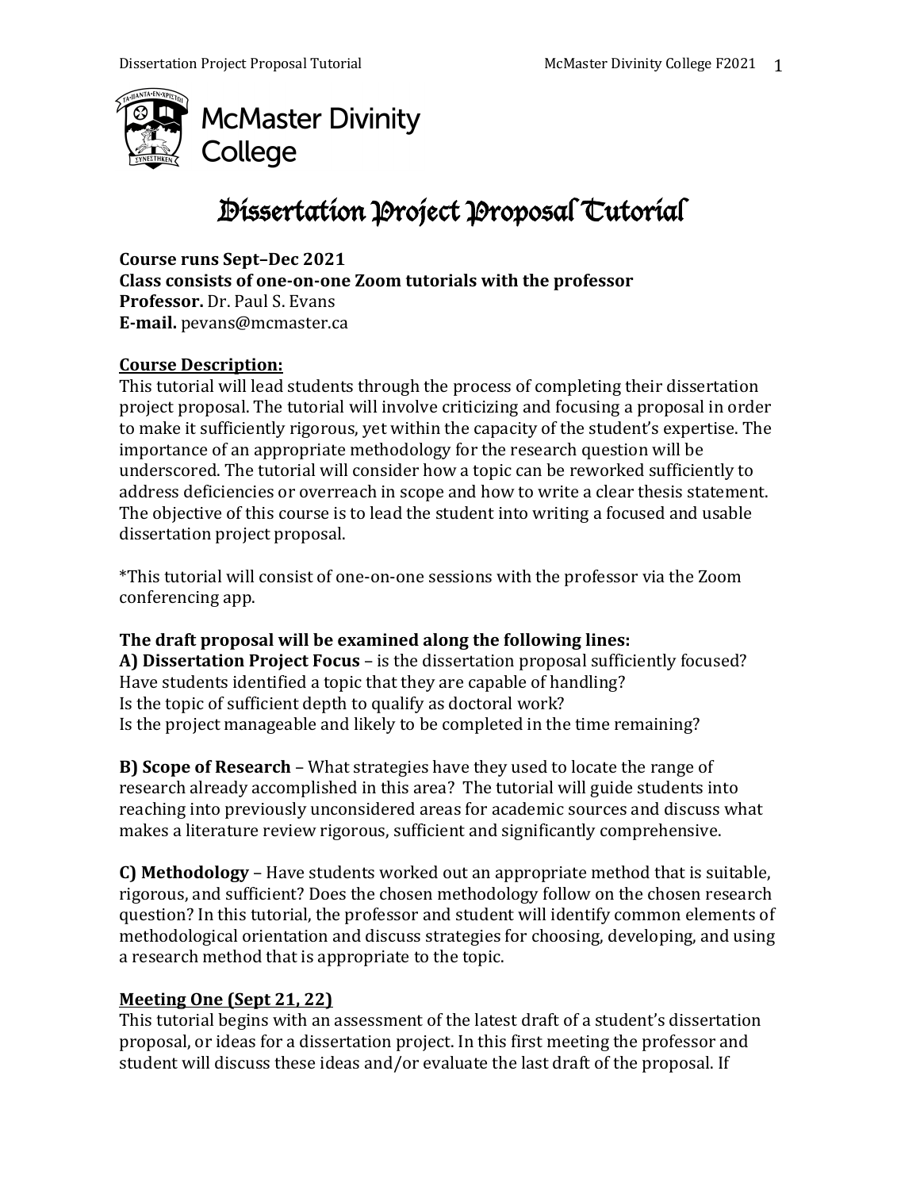McMaster Divinity College

# Dissertation Project Proposal Tutorial

**Course runs Sept–Dec 2021**
**Class consists of one-on-one Zoom tutorials with the professor**
**Professor.** Dr. Paul S. Evans
**E-mail.** pevans@mcmaster.ca

## Course Description:

This tutorial will lead students through the process of completing their dissertation project proposal. The tutorial will involve criticizing and focusing a proposal in order to make it sufficiently rigorous, yet within the capacity of the student's expertise. The importance of an appropriate methodology for the research question will be underscored. The tutorial will consider how a topic can be reworked sufficiently to address deficiencies or overreach in scope and how to write a clear thesis statement. The objective of this course is to lead the student into writing a focused and usable dissertation project proposal.

*This tutorial will consist of one-on-one sessions with the professor via the Zoom conferencing app.

**The draft proposal will be examined along the following lines:**

**A) Dissertation Project Focus** – is the dissertation proposal sufficiently focused?
Have students identified a topic that they are capable of handling?
Is the topic of sufficient depth to qualify as doctoral work?
Is the project manageable and likely to be completed in the time remaining?

**B) Scope of Research** – What strategies have they used to locate the range of research already accomplished in this area? The tutorial will guide students into reaching into previously unconsidered areas for academic sources and discuss what makes a literature review rigorous, sufficient and significantly comprehensive.

**C) Methodology** – Have students worked out an appropriate method that is suitable, rigorous, and sufficient? Does the chosen methodology follow on the chosen research question? In this tutorial, the professor and student will identify common elements of methodological orientation and discuss strategies for choosing, developing, and using a research method that is appropriate to the topic.

## Meeting One (Sept 21, 22)

This tutorial begins with an assessment of the latest draft of a student's dissertation proposal, or ideas for a dissertation project. In this first meeting the professor and student will discuss these ideas and/or evaluate the last draft of the proposal. If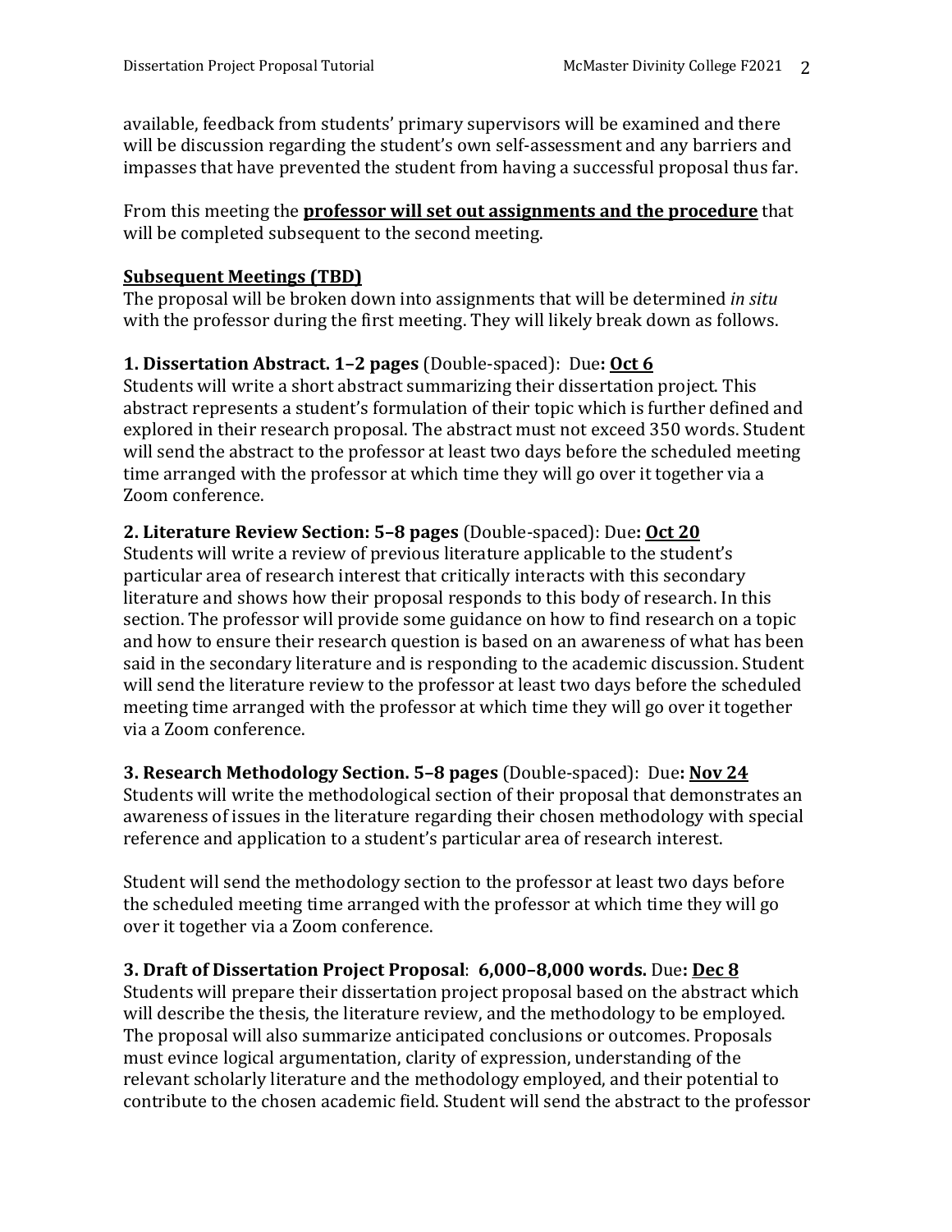available, feedback from students' primary supervisors will be examined and there will be discussion regarding the student's own self-assessment and any barriers and impasses that have prevented the student from having a successful proposal thus far.

From this meeting the **professor will set out assignments and the procedure** that will be completed subsequent to the second meeting.

**Subsequent Meetings (TBD)**

The proposal will be broken down into assignments that will be determined *in situ* with the professor during the first meeting. They will likely break down as follows.

**1. Dissertation Abstract. 1–2 pages** (Double-spaced): Due**: Oct 6**

Students will write a short abstract summarizing their dissertation project. This abstract represents a student's formulation of their topic which is further defined and explored in their research proposal. The abstract must not exceed 350 words. Student will send the abstract to the professor at least two days before the scheduled meeting time arranged with the professor at which time they will go over it together via a Zoom conference.

**2. Literature Review Section: 5–8 pages** (Double-spaced): Due**: Oct 20**

Students will write a review of previous literature applicable to the student's particular area of research interest that critically interacts with this secondary literature and shows how their proposal responds to this body of research. In this section. The professor will provide some guidance on how to find research on a topic and how to ensure their research question is based on an awareness of what has been said in the secondary literature and is responding to the academic discussion. Student will send the literature review to the professor at least two days before the scheduled meeting time arranged with the professor at which time they will go over it together via a Zoom conference.

**3. Research Methodology Section. 5–8 pages** (Double-spaced): Due**: Nov 24**

Students will write the methodological section of their proposal that demonstrates an awareness of issues in the literature regarding their chosen methodology with special reference and application to a student's particular area of research interest.

Student will send the methodology section to the professor at least two days before the scheduled meeting time arranged with the professor at which time they will go over it together via a Zoom conference.

**3. Draft of Dissertation Project Proposal**: **6,000–8,000 words.** Due**: Dec 8**

Students will prepare their dissertation project proposal based on the abstract which will describe the thesis, the literature review, and the methodology to be employed. The proposal will also summarize anticipated conclusions or outcomes. Proposals must evince logical argumentation, clarity of expression, understanding of the relevant scholarly literature and the methodology employed, and their potential to contribute to the chosen academic field. Student will send the abstract to the professor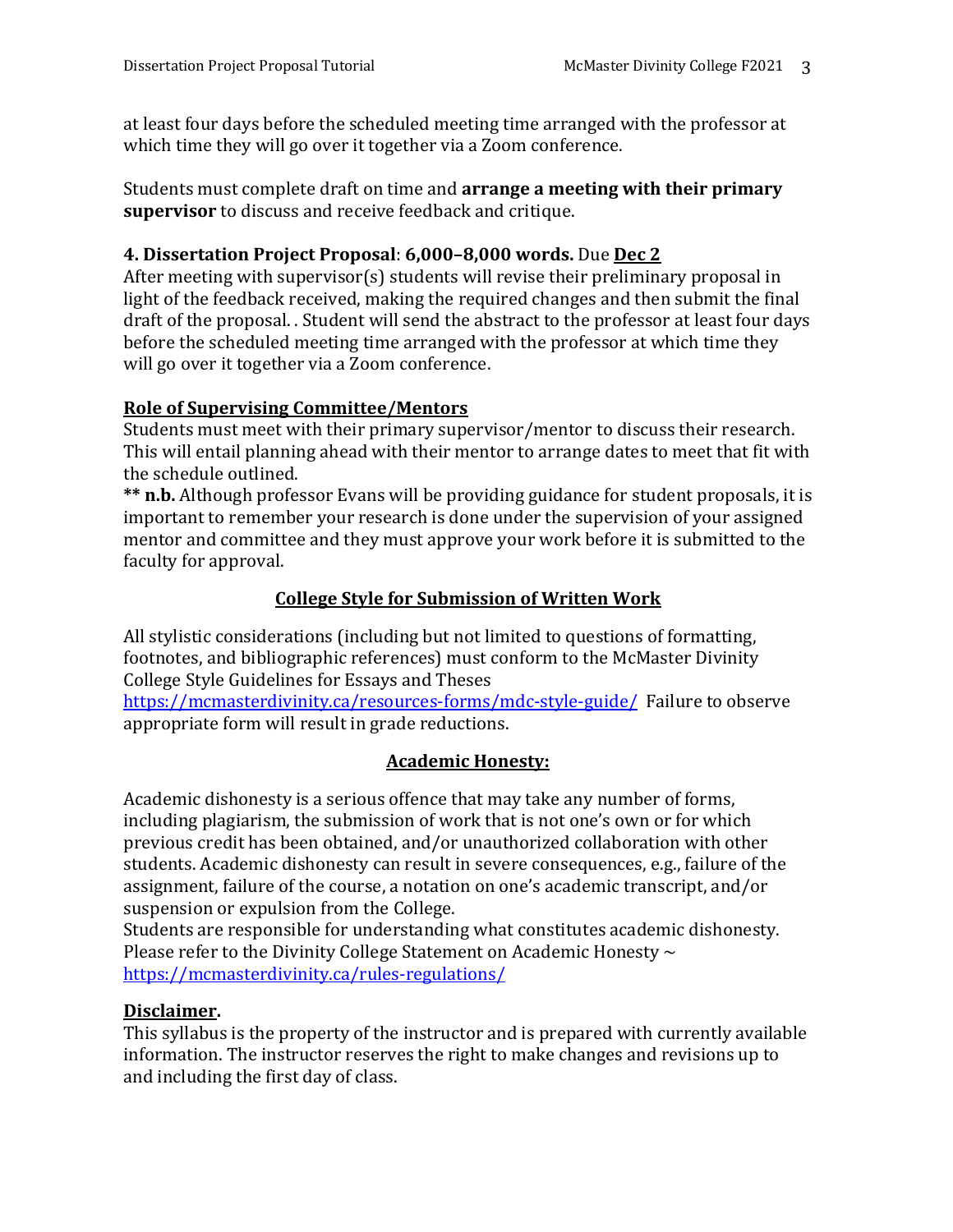at least four days before the scheduled meeting time arranged with the professor at which time they will go over it together via a Zoom conference.

Students must complete draft on time and **arrange a meeting with their primary supervisor** to discuss and receive feedback and critique.

**4. Dissertation Project Proposal**: **6,000–8,000 words.** Due **Dec 2**

After meeting with supervisor(s) students will revise their preliminary proposal in light of the feedback received, making the required changes and then submit the final draft of the proposal. . Student will send the abstract to the professor at least four days before the scheduled meeting time arranged with the professor at which time they will go over it together via a Zoom conference.

**Role of Supervising Committee/Mentors**

Students must meet with their primary supervisor/mentor to discuss their research. This will entail planning ahead with their mentor to arrange dates to meet that fit with the schedule outlined.

**\*\* n.b.** Although professor Evans will be providing guidance for student proposals, it is important to remember your research is done under the supervision of your assigned mentor and committee and they must approve your work before it is submitted to the faculty for approval.

## College Style for Submission of Written Work

All stylistic considerations (including but not limited to questions of formatting, footnotes, and bibliographic references) must conform to the McMaster Divinity College Style Guidelines for Essays and Theses https://mcmasterdivinity.ca/resources-forms/mdc-style-guide/ Failure to observe appropriate form will result in grade reductions.

## Academic Honesty:

Academic dishonesty is a serious offence that may take any number of forms, including plagiarism, the submission of work that is not one's own or for which previous credit has been obtained, and/or unauthorized collaboration with other students. Academic dishonesty can result in severe consequences, e.g., failure of the assignment, failure of the course, a notation on one's academic transcript, and/or suspension or expulsion from the College.

Students are responsible for understanding what constitutes academic dishonesty. Please refer to the Divinity College Statement on Academic Honesty ~ https://mcmasterdivinity.ca/rules-regulations/

**Disclaimer.**

This syllabus is the property of the instructor and is prepared with currently available information. The instructor reserves the right to make changes and revisions up to and including the first day of class.